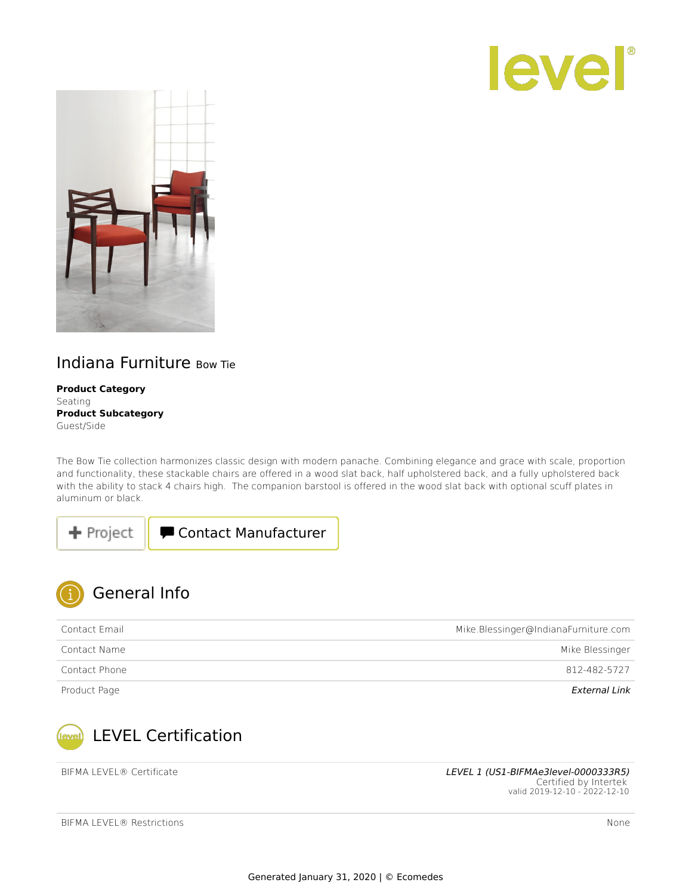# Indiana Furniture Bow Tie

**Product Category**
Seating
**Product Subcategory**
Guest/Side

The Bow Tie collection harmonizes classic design with modern panache. Combining elegance and grace with scale, proportion and functionality, these stackable chairs are offered in a wood slat back, half upholstered back, and a fully upholstered back with the ability to stack 4 chairs high. The companion barstool is offered in the wood slat back with optional scuff plates in aluminum or black.

+ Project | Contact Manufacturer

## General Info

| | |
|---|---|
| Contact Email | Mike.Blessinger@IndianaFurniture.com |
| Contact Name | Mike Blessinger |
| Contact Phone | 812-482-5727 |
| Product Page | *External Link* |

## LEVEL Certification

| | |
|---|---|
| BIFMA LEVEL® Certificate | *LEVEL 1 (US1-BIFMAe3level-0000333R5)* Certified by Intertek valid 2019-12-10 - 2022-12-10 |
| BIFMA LEVEL® Restrictions | None |

Generated January 31, 2020 | © Ecomedes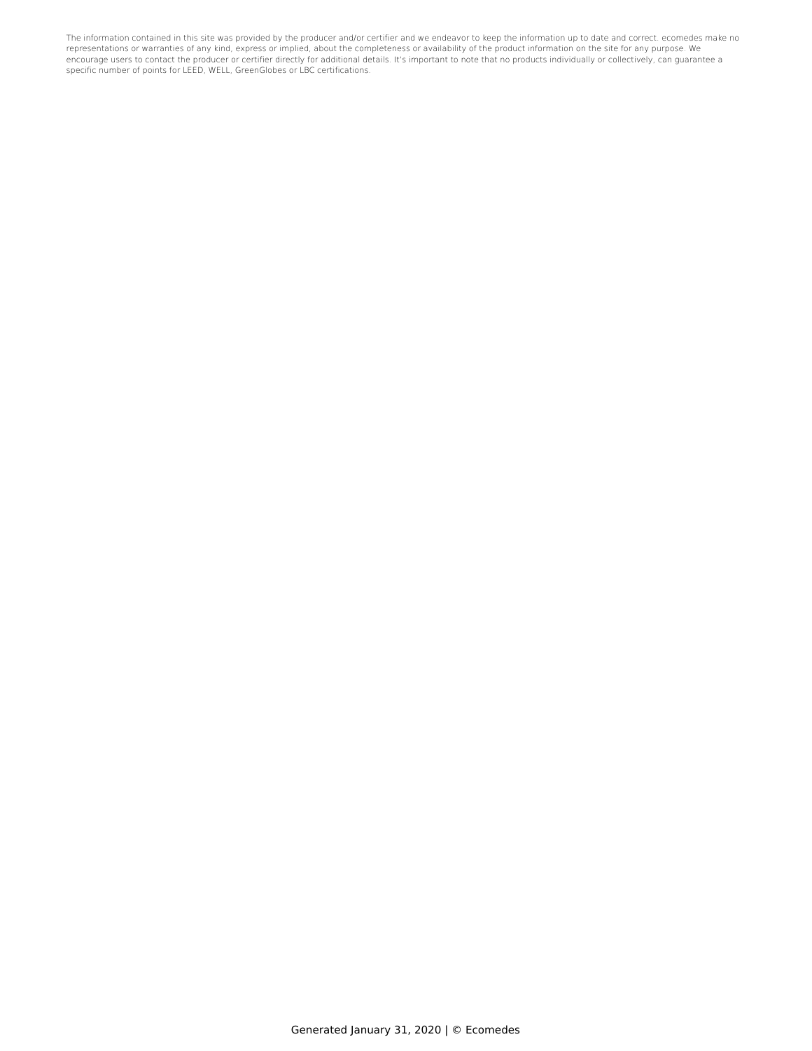The information contained in this site was provided by the producer and/or certifier and we endeavor to keep the information up to date and correct. ecomedes make no representations or warranties of any kind, express or implied, about the completeness or availability of the product information on the site for any purpose. We encourage users to contact the producer or certifier directly for additional details. It's important to note that no products individually or collectively, can guarantee a specific number of points for LEED, WELL, GreenGlobes or LBC certifications.

Generated January 31, 2020 | © Ecomedes